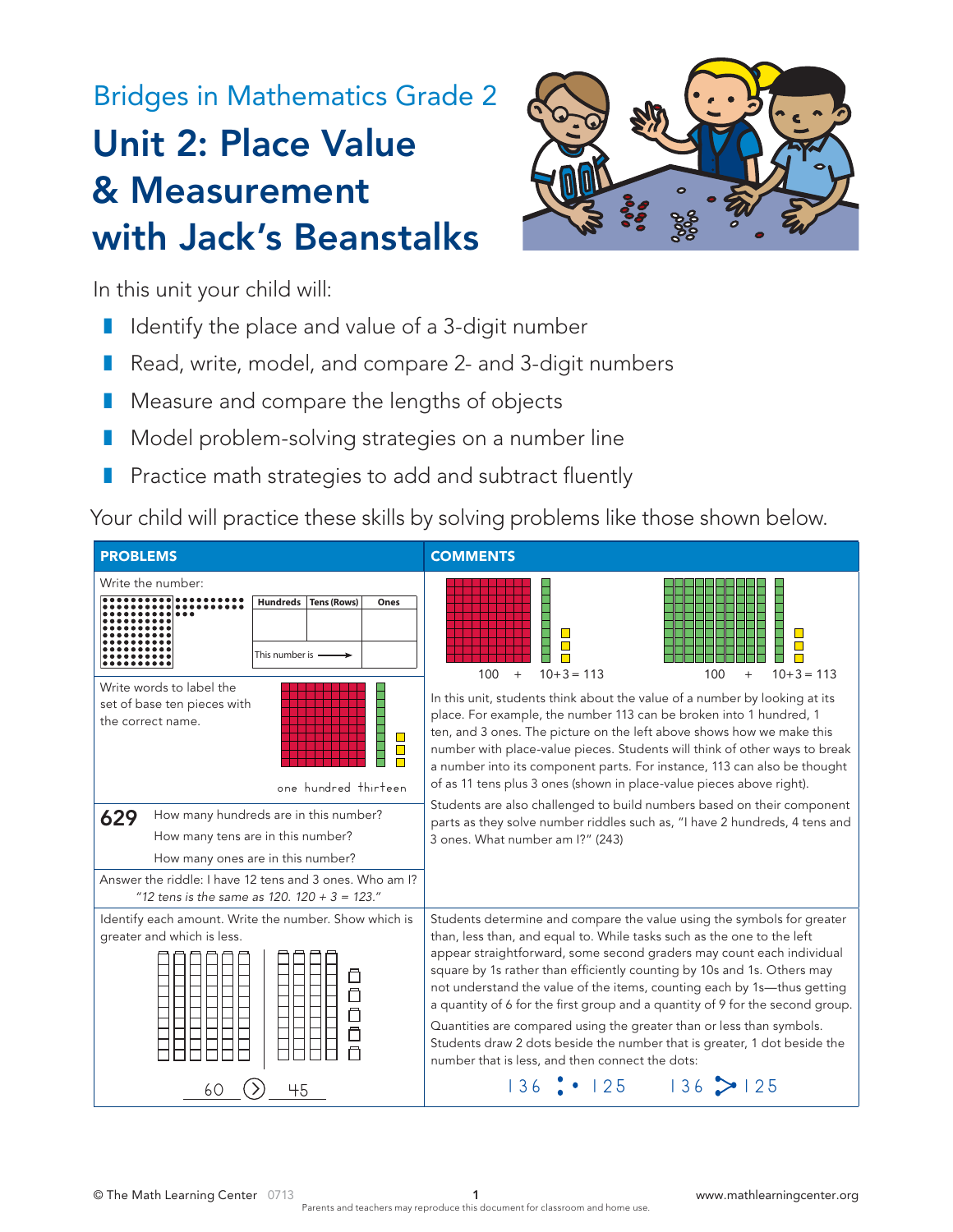Bridges in Mathematics Grade 2

# Unit 2: Place Value & Measurement with Jack's Beanstalks

In this unit your child will:

- Identify the place and value of a 3-digit number
- Read, write, model, and compare 2- and 3-digit numbers
- Measure and compare the lengths of objects
- Model problem-solving strategies on a number line
- Practice math strategies to add and subtract fluently

Your child will practice these skills by solving problems like those shown below.

| PROBLEMS | COMMENTS |
|---|---|
| Write the number:<br><br>Hundreds / Tens (Rows) / Ones<br>This number is → | 100 + 10+3 = 113 &nbsp;&nbsp;&nbsp; 100 + 10+3 = 113 |
| Write words to label the set of base ten pieces with the correct name.<br><br>one hundred thirteen | In this unit, students think about the value of a number by looking at its place. For example, the number 113 can be broken into 1 hundred, 1 ten, and 3 ones. The picture on the left above shows how we make this number with place-value pieces. Students will think of other ways to break a number into its component parts. For instance, 113 can also be thought of as 11 tens plus 3 ones (shown in place-value pieces above right). |
| **629** How many hundreds are in this number?<br>How many tens are in this number?<br>How many ones are in this number? | Students are also challenged to build numbers based on their component parts as they solve number riddles such as, "I have 2 hundreds, 4 tens and 3 ones. What number am I?" (243) |
| Answer the riddle: I have 12 tens and 3 ones. Who am I?<br>*"12 tens is the same as 120. 120 + 3 = 123."* | |
| Identify each amount. Write the number. Show which is greater and which is less.<br><br>60 (>) 45 | Students determine and compare the value using the symbols for greater than, less than, and equal to. While tasks such as the one to the left appear straightforward, some second graders may count each individual square by 1s rather than efficiently counting by 10s and 1s. Others may not understand the value of the items, counting each by 1s—thus getting a quantity of 6 for the first group and a quantity of 9 for the second group.<br><br>Quantities are compared using the greater than or less than symbols. Students draw 2 dots beside the number that is greater, 1 dot beside the number that is less, and then connect the dots:<br><br>136 : • 125 &nbsp;&nbsp;&nbsp; 136 > 125 |

© The Math Learning Center 0713

Parents and teachers may reproduce this document for classroom and home use.

www.mathlearningcenter.org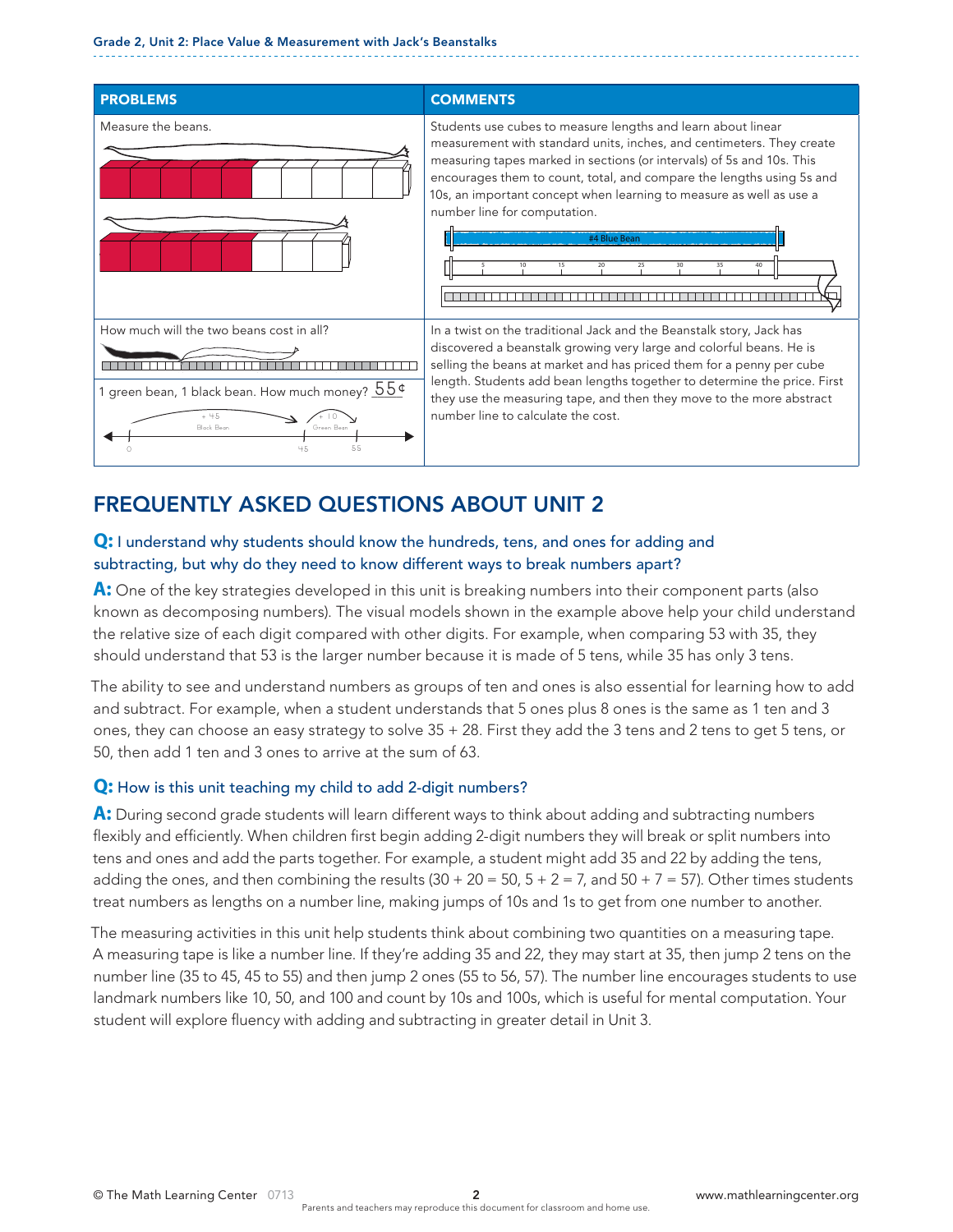| PROBLEMS | COMMENTS |
| --- | --- |
| Measure the beans. | Students use cubes to measure lengths and learn about linear measurement with standard units, inches, and centimeters. They create measuring tapes marked in sections (or intervals) of 5s and 10s. This encourages them to count, total, and compare the lengths using 5s and 10s, an important concept when learning to measure as well as use a number line for computation.<br>#4 Blue Bean<br>5 10 15 20 25 30 35 40 |
| How much will the two beans cost in all?<br>1 green bean, 1 black bean. How much money? 55¢<br>+ 45 Black Bean<br>+ 10 Green Bean<br>0 45 55 | In a twist on the traditional Jack and the Beanstalk story, Jack has discovered a beanstalk growing very large and colorful beans. He is selling the beans at market and has priced them for a penny per cube length. Students add bean lengths together to determine the price. First they use the measuring tape, and then they move to the more abstract number line to calculate the cost. |

## FREQUENTLY ASKED QUESTIONS ABOUT UNIT 2

### Q: I understand why students should know the hundreds, tens, and ones for adding and subtracting, but why do they need to know different ways to break numbers apart?

**A:** One of the key strategies developed in this unit is breaking numbers into their component parts (also known as decomposing numbers). The visual models shown in the example above help your child understand the relative size of each digit compared with other digits. For example, when comparing 53 with 35, they should understand that 53 is the larger number because it is made of 5 tens, while 35 has only 3 tens.

The ability to see and understand numbers as groups of ten and ones is also essential for learning how to add and subtract. For example, when a student understands that 5 ones plus 8 ones is the same as 1 ten and 3 ones, they can choose an easy strategy to solve 35 + 28. First they add the 3 tens and 2 tens to get 5 tens, or 50, then add 1 ten and 3 ones to arrive at the sum of 63.

### Q: How is this unit teaching my child to add 2-digit numbers?

**A:** During second grade students will learn different ways to think about adding and subtracting numbers flexibly and efficiently. When children first begin adding 2-digit numbers they will break or split numbers into tens and ones and add the parts together. For example, a student might add 35 and 22 by adding the tens, adding the ones, and then combining the results (30 + 20 = 50, 5 + 2 = 7, and 50 + 7 = 57). Other times students treat numbers as lengths on a number line, making jumps of 10s and 1s to get from one number to another.

The measuring activities in this unit help students think about combining two quantities on a measuring tape. A measuring tape is like a number line. If they're adding 35 and 22, they may start at 35, then jump 2 tens on the number line (35 to 45, 45 to 55) and then jump 2 ones (55 to 56, 57). The number line encourages students to use landmark numbers like 10, 50, and 100 and count by 10s and 100s, which is useful for mental computation. Your student will explore fluency with adding and subtracting in greater detail in Unit 3.